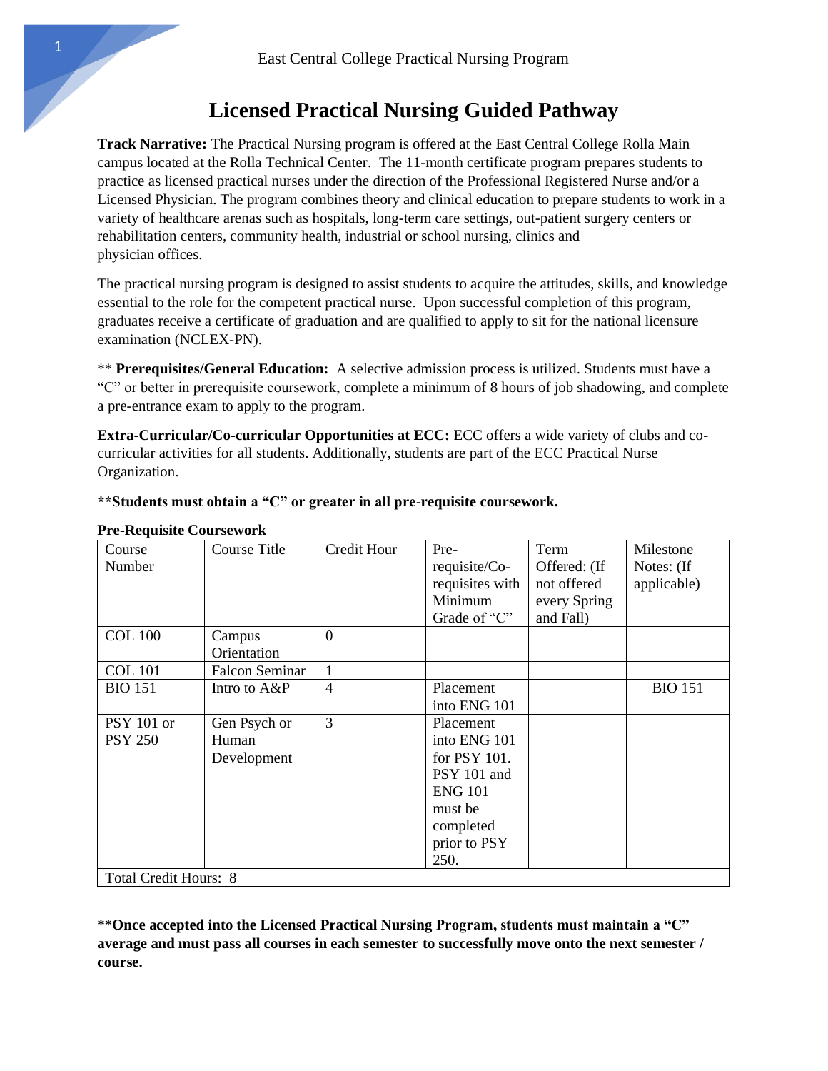East Central College Practical Nursing Program

# Licensed Practical Nursing Guided Pathway

**Track Narrative:** The Practical Nursing program is offered at the East Central College Rolla Main campus located at the Rolla Technical Center. The 11-month certificate program prepares students to practice as licensed practical nurses under the direction of the Professional Registered Nurse and/or a Licensed Physician. The program combines theory and clinical education to prepare students to work in a variety of healthcare arenas such as hospitals, long-term care settings, out-patient surgery centers or rehabilitation centers, community health, industrial or school nursing, clinics and physician offices.

The practical nursing program is designed to assist students to acquire the attitudes, skills, and knowledge essential to the role for the competent practical nurse. Upon successful completion of this program, graduates receive a certificate of graduation and are qualified to apply to sit for the national licensure examination (NCLEX-PN).

** **Prerequisites/General Education:** A selective admission process is utilized. Students must have a "C" or better in prerequisite coursework, complete a minimum of 8 hours of job shadowing, and complete a pre-entrance exam to apply to the program.

**Extra-Curricular/Co-curricular Opportunities at ECC:** ECC offers a wide variety of clubs and co-curricular activities for all students. Additionally, students are part of the ECC Practical Nurse Organization.

**\*\*Students must obtain a "C" or greater in all pre-requisite coursework.**

**Pre-Requisite Coursework**

| Course Number | Course Title | Credit Hour | Pre-requisite/Co-requisites with Minimum Grade of "C" | Term Offered: (If not offered every Spring and Fall) | Milestone Notes: (If applicable) |
|---|---|---|---|---|---|
| COL 100 | Campus Orientation | 0 | | | |
| COL 101 | Falcon Seminar | 1 | | | |
| BIO 151 | Intro to A&P | 4 | Placement into ENG 101 | | BIO 151 |
| PSY 101 or PSY 250 | Gen Psych or Human Development | 3 | Placement into ENG 101 for PSY 101. PSY 101 and ENG 101 must be completed prior to PSY 250. | | |
| Total Credit Hours: 8 | | | | | |

**\*\*Once accepted into the Licensed Practical Nursing Program, students must maintain a "C" average and must pass all courses in each semester to successfully move onto the next semester / course.**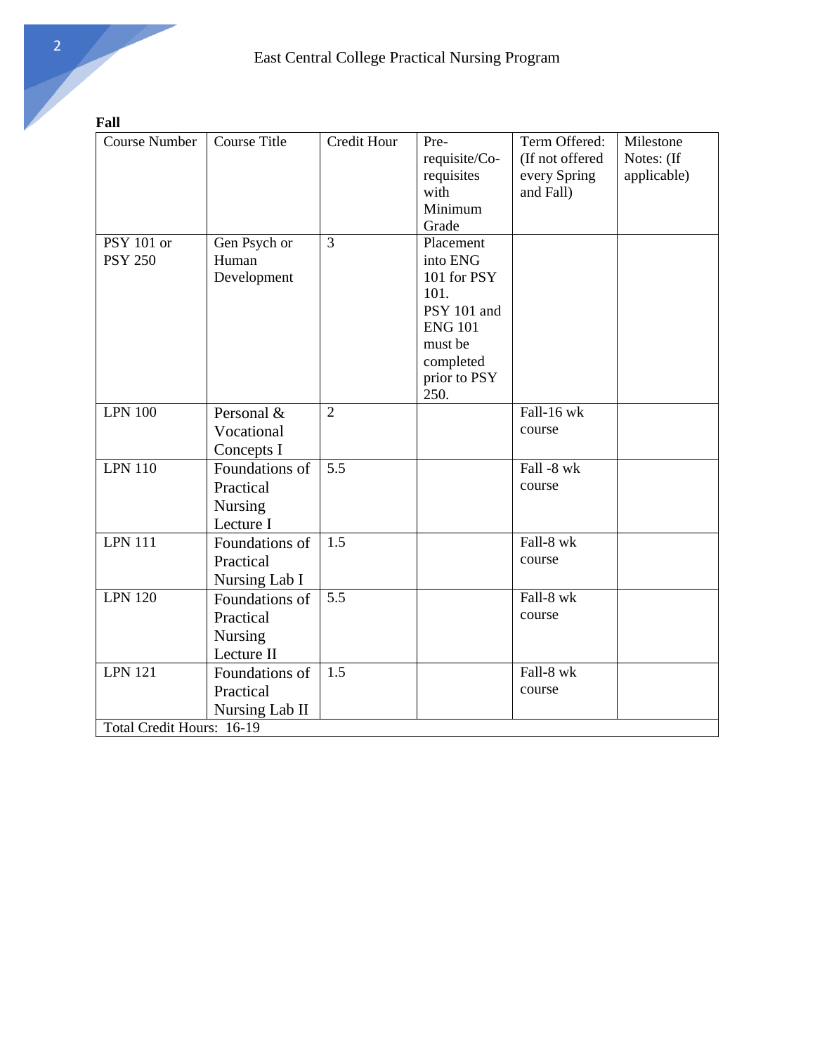**Fall**

| Course Number | Course Title | Credit Hour | Pre-requisite/Co-requisites with Minimum Grade | Term Offered: (If not offered every Spring and Fall) | Milestone Notes: (If applicable) |
|---|---|---|---|---|---|
| PSY 101 or PSY 250 | Gen Psych or Human Development | 3 | Placement into ENG 101 for PSY 101. PSY 101 and ENG 101 must be completed prior to PSY 250. | | |
| LPN 100 | Personal & Vocational Concepts I | 2 | | Fall-16 wk course | |
| LPN 110 | Foundations of Practical Nursing Lecture I | 5.5 | | Fall -8 wk course | |
| LPN 111 | Foundations of Practical Nursing Lab I | 1.5 | | Fall-8 wk course | |
| LPN 120 | Foundations of Practical Nursing Lecture II | 5.5 | | Fall-8 wk course | |
| LPN 121 | Foundations of Practical Nursing Lab II | 1.5 | | Fall-8 wk course | |
| Total Credit Hours: 16-19 | | | | | |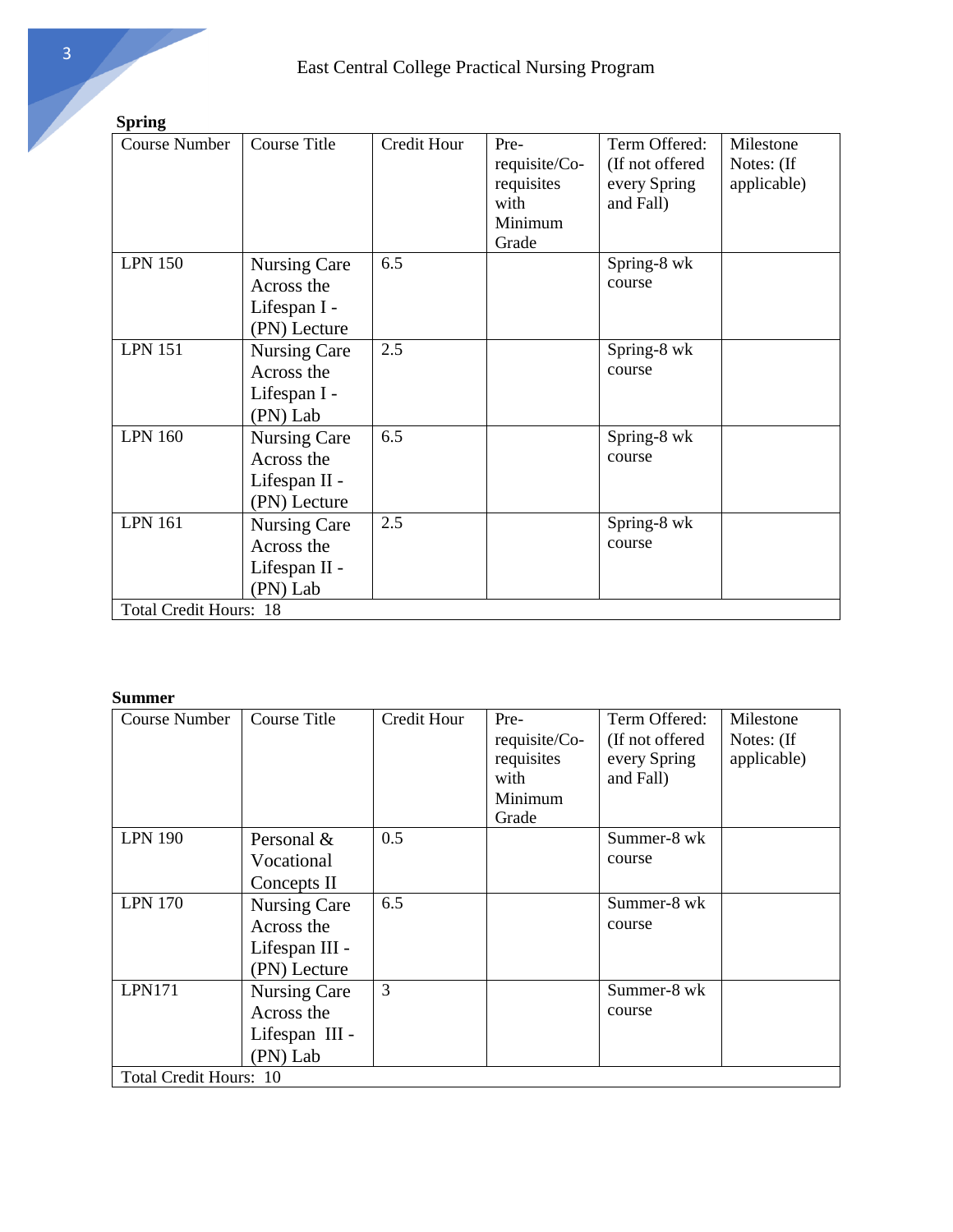**Spring**

| Course Number | Course Title | Credit Hour | Pre-requisite/Co-requisites with Minimum Grade | Term Offered: (If not offered every Spring and Fall) | Milestone Notes: (If applicable) |
|---|---|---|---|---|---|
| LPN 150 | Nursing Care Across the Lifespan I - (PN) Lecture | 6.5 | | Spring-8 wk course | |
| LPN 151 | Nursing Care Across the Lifespan I - (PN) Lab | 2.5 | | Spring-8 wk course | |
| LPN 160 | Nursing Care Across the Lifespan II - (PN) Lecture | 6.5 | | Spring-8 wk course | |
| LPN 161 | Nursing Care Across the Lifespan II - (PN) Lab | 2.5 | | Spring-8 wk course | |
| Total Credit Hours: 18 | | | | | |

**Summer**

| Course Number | Course Title | Credit Hour | Pre-requisite/Co-requisites with Minimum Grade | Term Offered: (If not offered every Spring and Fall) | Milestone Notes: (If applicable) |
|---|---|---|---|---|---|
| LPN 190 | Personal & Vocational Concepts II | 0.5 | | Summer-8 wk course | |
| LPN 170 | Nursing Care Across the Lifespan III - (PN) Lecture | 6.5 | | Summer-8 wk course | |
| LPN171 | Nursing Care Across the Lifespan III - (PN) Lab | 3 | | Summer-8 wk course | |
| Total Credit Hours: 10 | | | | | |